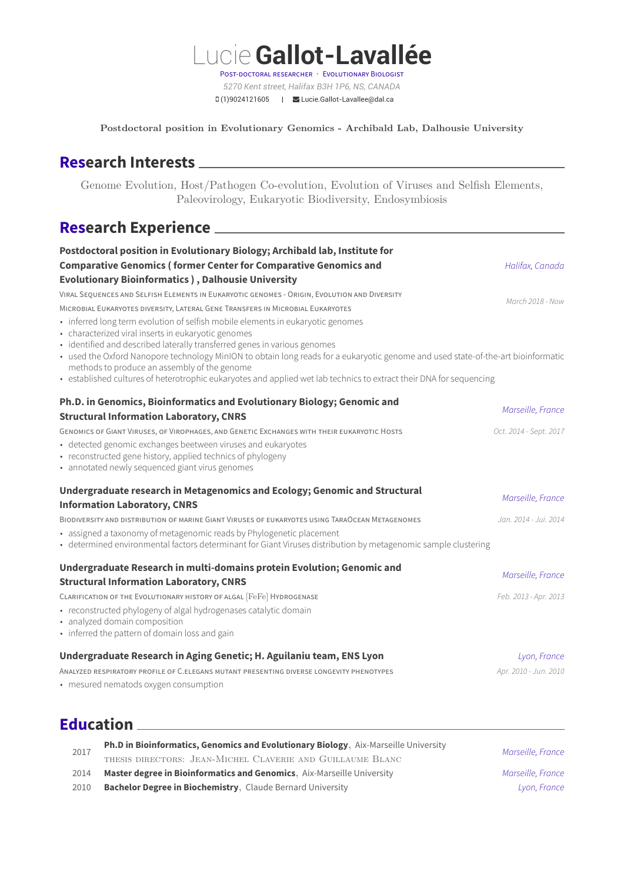# Lucie **Gallot-Lavallée**

Post-doctoral researcher · Evolutionary Biologist

*5270 Kent street, Halifax B3H 1P6, NS, CANADA*

(1)9024121605 | Lucie.Gallot-Lavallee@dal.ca

**Postdoctoral position in Evolutionary Genomics - Archibald Lab, Dalhousie University**

## Research Interests

Genome Evolution, Host/Pathogen Co-evolution, Evolution of Viruses and Selfish Elements, Paleovirology, Eukaryotic Biodiversity, Endosymbiosis

## Research Experience

**Postdoctoral position in Evolutionary Biology; Archibald lab, Institute for Comparative Genomics ( former Center for Comparative Genomics and Evolutionary Bioinformatics ) , Dalhousie University** — *Halifax, Canada*

Viral Sequences and Selfish Elements in Eukaryotic genomes - Origin, Evolution and Diversity — *March 2018 - Now*

Microbial Eukaryotes diversity, Lateral Gene Transfers in Microbial Eukaryotes

- inferred long term evolution of selfish mobile elements in eukaryotic genomes
- characterized viral inserts in eukaryotic genomes
- identified and described laterally transferred genes in various genomes
- used the Oxford Nanopore technology MinION to obtain long reads for a eukaryotic genome and used state-of-the-art bioinformatic methods to produce an assembly of the genome
- established cultures of heterotrophic eukaryotes and applied wet lab technics to extract their DNA for sequencing

**Ph.D. in Genomics, Bioinformatics and Evolutionary Biology; Genomic and Structural Information Laboratory, CNRS** — *Marseille, France*

Genomics of Giant Viruses, of Virophages, and Genetic Exchanges with their eukaryotic Hosts — *Oct. 2014 - Sept. 2017*

- detected genomic exchanges beetween viruses and eukaryotes
- reconstructed gene history, applied technics of phylogeny
- annotated newly sequenced giant virus genomes

**Undergraduate research in Metagenomics and Ecology; Genomic and Structural Information Laboratory, CNRS** — *Marseille, France*

Biodiversity and distribution of marine Giant Viruses of eukaryotes using TaraOcean Metagenomes — *Jan. 2014 - Jul. 2014*

- assigned a taxonomy of metagenomic reads by Phylogenetic placement
- determined environmental factors determinant for Giant Viruses distribution by metagenomic sample clustering

**Undergraduate Research in multi-domains protein Evolution; Genomic and Structural Information Laboratory, CNRS** — *Marseille, France*

Clarification of the Evolutionary history of algal [FeFe] Hydrogenase — *Feb. 2013 - Apr. 2013*

- reconstructed phylogeny of algal hydrogenases catalytic domain
- analyzed domain composition
- inferred the pattern of domain loss and gain

**Undergraduate Research in Aging Genetic; H. Aguilaniu team, ENS Lyon** — *Lyon, France*

Analyzed respiratory profile of C.elegans mutant presenting diverse longevity phenotypes — *Apr. 2010 - Jun. 2010*

- mesured nematods oxygen consumption

## Education

| Year | Degree | Location |
|---|---|---|
| 2017 | **Ph.D in Bioinformatics, Genomics and Evolutionary Biology**, Aix-Marseille University<br>Thesis directors: Jean-Michel Claverie and Guillaume Blanc | *Marseille, France* |
| 2014 | **Master degree in Bioinformatics and Genomics**, Aix-Marseille University | *Marseille, France* |
| 2010 | **Bachelor Degree in Biochemistry**, Claude Bernard University | *Lyon, France* |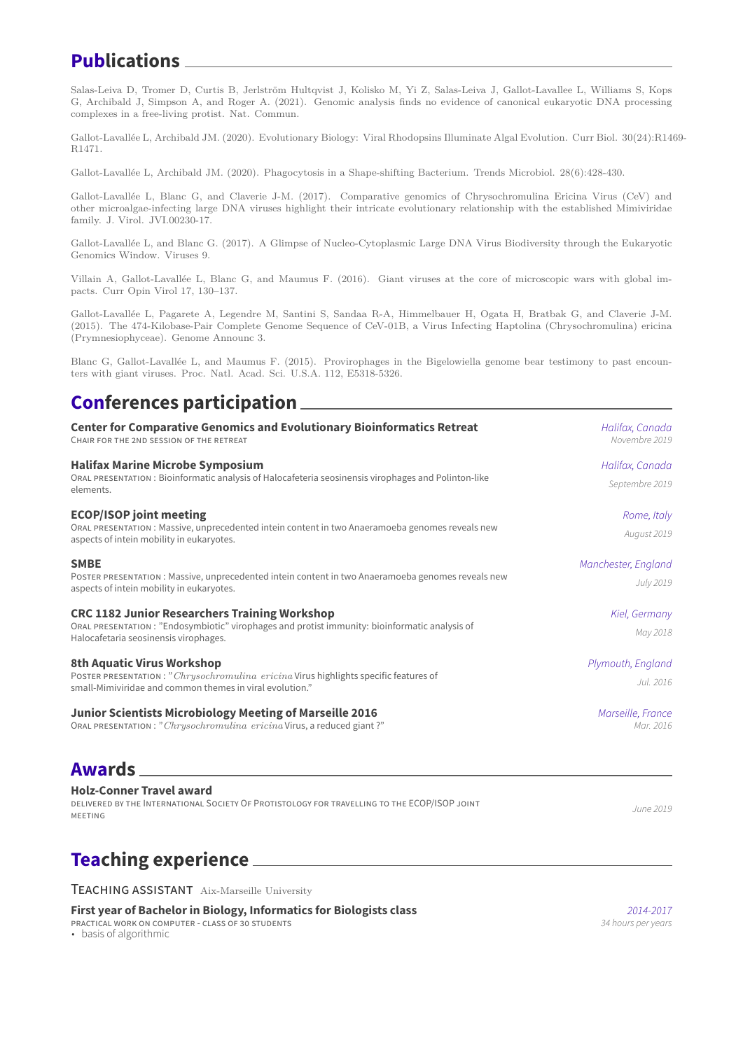## Publications

Salas-Leiva D, Tromer D, Curtis B, Jerlström Hultqvist J, Kolisko M, Yi Z, Salas-Leiva J, Gallot-Lavallee L, Williams S, Kops G, Archibald J, Simpson A, and Roger A. (2021). Genomic analysis finds no evidence of canonical eukaryotic DNA processing complexes in a free-living protist. Nat. Commun.

Gallot-Lavallée L, Archibald JM. (2020). Evolutionary Biology: Viral Rhodopsins Illuminate Algal Evolution. Curr Biol. 30(24):R1469-R1471.

Gallot-Lavallée L, Archibald JM. (2020). Phagocytosis in a Shape-shifting Bacterium. Trends Microbiol. 28(6):428-430.

Gallot-Lavallée L, Blanc G, and Claverie J-M. (2017). Comparative genomics of Chrysochromulina Ericina Virus (CeV) and other microalgae-infecting large DNA viruses highlight their intricate evolutionary relationship with the established Mimiviridae family. J. Virol. JVI.00230-17.

Gallot-Lavallée L, and Blanc G. (2017). A Glimpse of Nucleo-Cytoplasmic Large DNA Virus Biodiversity through the Eukaryotic Genomics Window. Viruses 9.

Villain A, Gallot-Lavallée L, Blanc G, and Maumus F. (2016). Giant viruses at the core of microscopic wars with global impacts. Curr Opin Virol 17, 130–137.

Gallot-Lavallée L, Pagarete A, Legendre M, Santini S, Sandaa R-A, Himmelbauer H, Ogata H, Bratbak G, and Claverie J-M. (2015). The 474-Kilobase-Pair Complete Genome Sequence of CeV-01B, a Virus Infecting Haptolina (Chrysochromulina) ericina (Prymnesiophyceae). Genome Announc 3.

Blanc G, Gallot-Lavallée L, and Maumus F. (2015). Provirophages in the Bigelowiella genome bear testimony to past encounters with giant viruses. Proc. Natl. Acad. Sci. U.S.A. 112, E5318-5326.

## Conferences participation

**Center for Comparative Genomics and Evolutionary Bioinformatics Retreat** — *Halifax, Canada*, *Novembre 2019*
CHAIR FOR THE 2ND SESSION OF THE RETREAT

**Halifax Marine Microbe Symposium** — *Halifax, Canada*, *Septembre 2019*
ORAL PRESENTATION : Bioinformatic analysis of Halocafeteria seosinensis virophages and Polinton-like elements.

**ECOP/ISOP joint meeting** — *Rome, Italy*, *August 2019*
ORAL PRESENTATION : Massive, unprecedented intein content in two Anaeramoeba genomes reveals new aspects of intein mobility in eukaryotes.

**SMBE** — *Manchester, England*, *July 2019*
POSTER PRESENTATION : Massive, unprecedented intein content in two Anaeramoeba genomes reveals new aspects of intein mobility in eukaryotes.

**CRC 1182 Junior Researchers Training Workshop** — *Kiel, Germany*, *May 2018*
ORAL PRESENTATION : "Endosymbiotic" virophages and protist immunity: bioinformatic analysis of Halocafetaria seosinensis virophages.

**8th Aquatic Virus Workshop** — *Plymouth, England*, *Jul. 2016*
POSTER PRESENTATION : "*Chrysochromulina ericina* Virus highlights specific features of small-Mimiviridae and common themes in viral evolution."

**Junior Scientists Microbiology Meeting of Marseille 2016** — *Marseille, France*, *Mar. 2016*
ORAL PRESENTATION : "*Chrysochromulina ericina* Virus, a reduced giant ?"

## Awards

**Holz-Conner Travel award** — *June 2019*
DELIVERED BY THE INTERNATIONAL SOCIETY OF PROTISTOLOGY FOR TRAVELLING TO THE ECOP/ISOP JOINT MEETING

## Teaching experience

TEACHING ASSISTANT Aix-Marseille University

**First year of Bachelor in Biology, Informatics for Biologists class** — *2014-2017*, *34 hours per years*
PRACTICAL WORK ON COMPUTER - CLASS OF 30 STUDENTS

- basis of algorithmic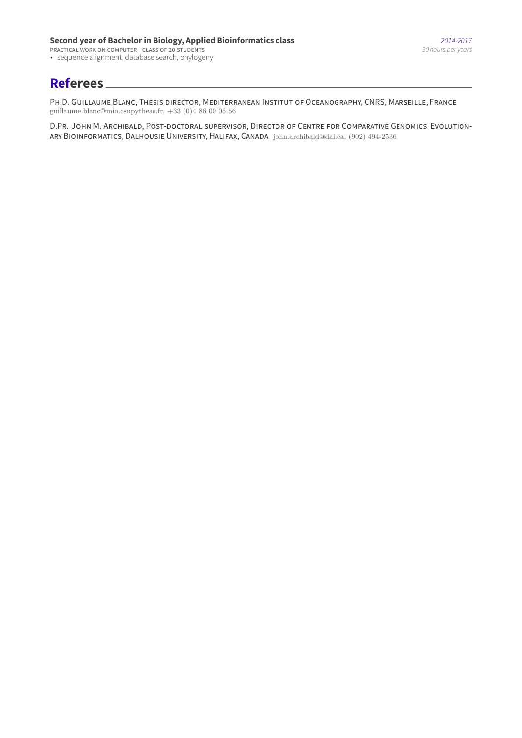**Second year of Bachelor in Biology, Applied Bioinformatics class** *2014-2017*

PRACTICAL WORK ON COMPUTER - CLASS OF 20 STUDENTS *30 hours per years*

- sequence alignment, database search, phylogeny

## Referees

PH.D. GUILLAUME BLANC, THESIS DIRECTOR, MEDITERRANEAN INSTITUT OF OCEANOGRAPHY, CNRS, MARSEILLE, FRANCE
guillaume.blanc@mio.osupytheas.fr, +33 (0)4 86 09 05 56

D.PR. JOHN M. ARCHIBALD, POST-DOCTORAL SUPERVISOR, DIRECTOR OF CENTRE FOR COMPARATIVE GENOMICS EVOLUTIONARY BIOINFORMATICS, DALHOUSIE UNIVERSITY, HALIFAX, CANADA john.archibald@dal.ca, (902) 494-2536